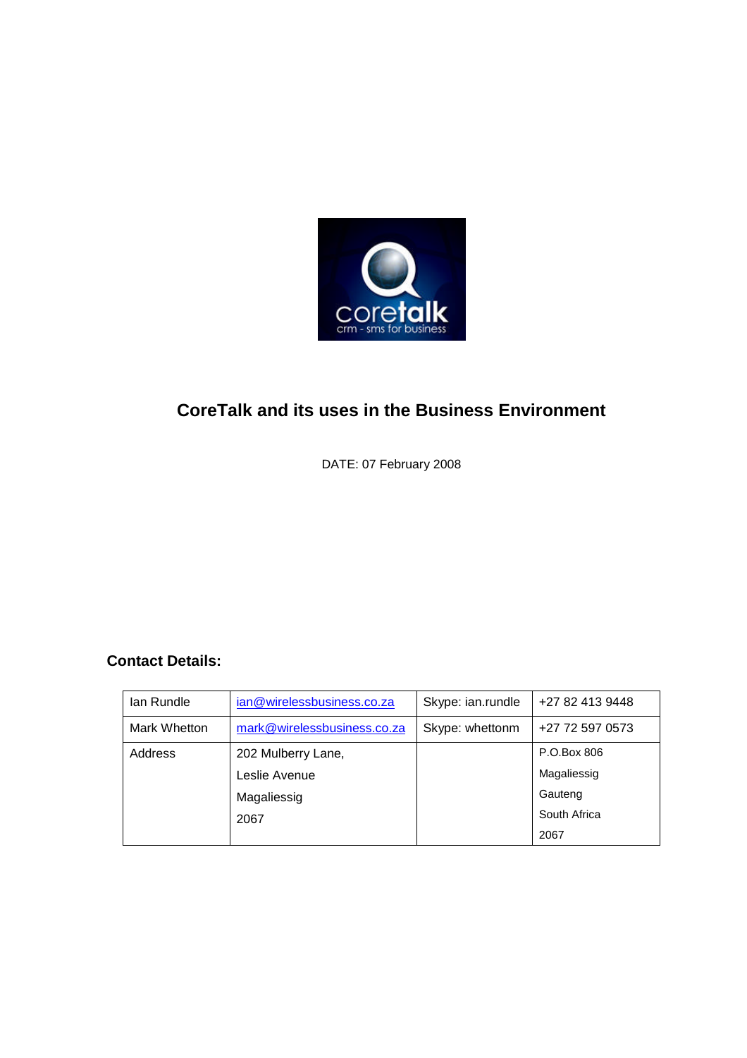# CoreTalk and its uses in the Business Environment

DATE: 07 February 2008

**Contact Details:**

| | | | |
|---|---|---|---|
| Ian Rundle | ian@wirelessbusiness.co.za | Skype: ian.rundle | +27 82 413 9448 |
| Mark Whetton | mark@wirelessbusiness.co.za | Skype: whettonm | +27 72 597 0573 |
| Address | 202 Mulberry Lane,<br>Leslie Avenue<br>Magaliessig<br>2067 | | P.O.Box 806<br>Magaliessig<br>Gauteng<br>South Africa<br>2067 |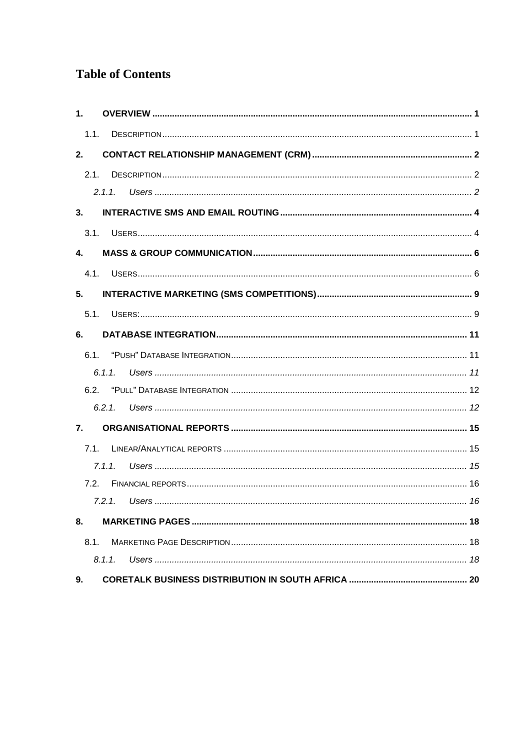# Table of Contents

- **1. OVERVIEW** ........ 1
  - 1.1. DESCRIPTION ........ 1
- **2. CONTACT RELATIONSHIP MANAGEMENT (CRM)** ........ 2
  - 2.1. DESCRIPTION ........ 2
    - *2.1.1. Users* ........ 2
- **3. INTERACTIVE SMS AND EMAIL ROUTING** ........ 4
  - 3.1. USERS ........ 4
- **4. MASS & GROUP COMMUNICATION** ........ 6
  - 4.1. USERS ........ 6
- **5. INTERACTIVE MARKETING (SMS COMPETITIONS)** ........ 9
  - 5.1. USERS: ........ 9
- **6. DATABASE INTEGRATION** ........ 11
  - 6.1. "PUSH" DATABASE INTEGRATION ........ 11
    - *6.1.1. Users* ........ 11
  - 6.2. "PULL" DATABASE INTEGRATION ........ 12
    - *6.2.1. Users* ........ 12
- **7. ORGANISATIONAL REPORTS** ........ 15
  - 7.1. LINEAR/ANALYTICAL REPORTS ........ 15
    - *7.1.1. Users* ........ 15
  - 7.2. FINANCIAL REPORTS ........ 16
    - *7.2.1. Users* ........ 16
- **8. MARKETING PAGES** ........ 18
  - 8.1. MARKETING PAGE DESCRIPTION ........ 18
    - *8.1.1. Users* ........ 18
- **9. CORETALK BUSINESS DISTRIBUTION IN SOUTH AFRICA** ........ 20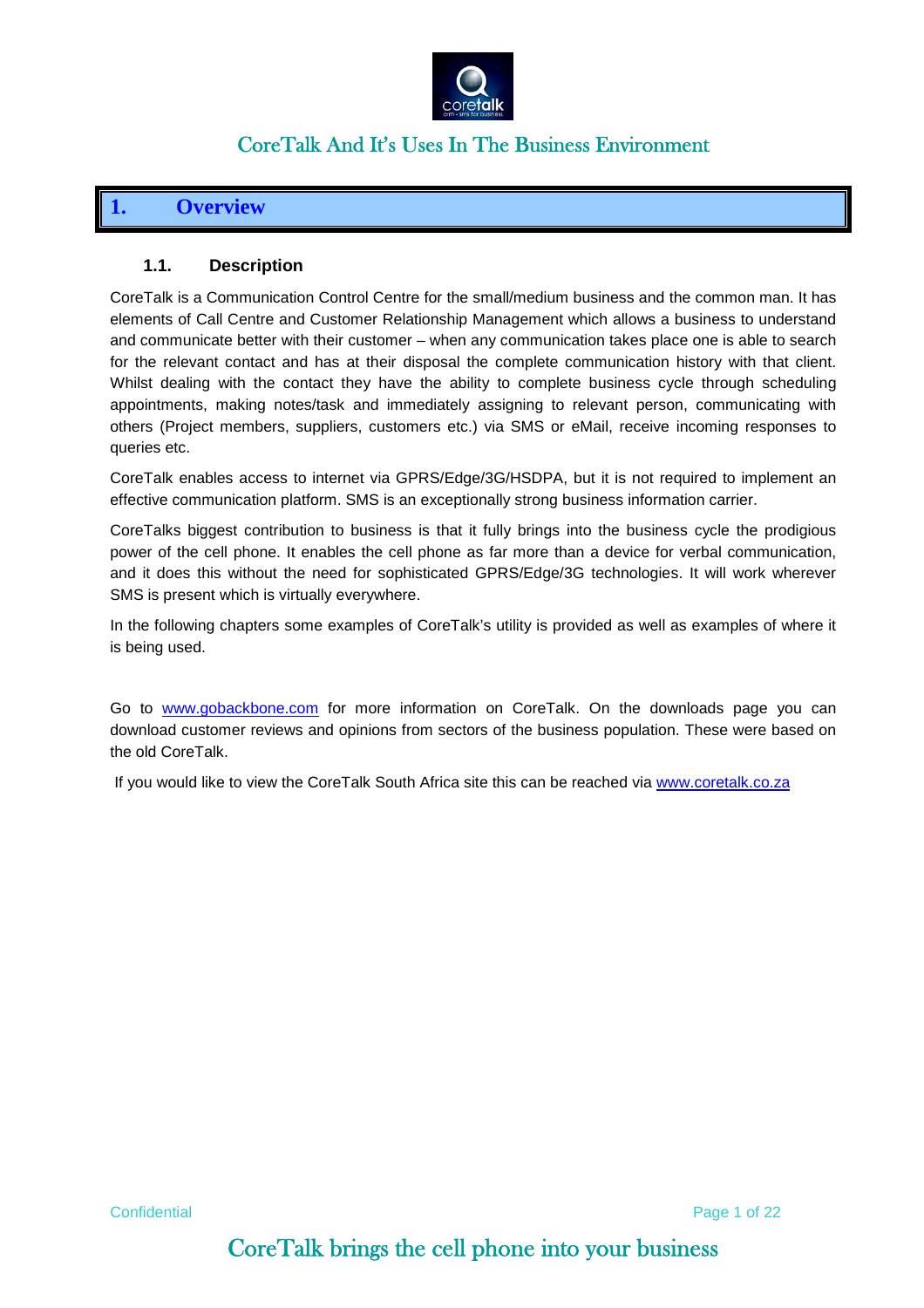# CoreTalk And It's Uses In The Business Environment

## 1. Overview

### 1.1. Description

CoreTalk is a Communication Control Centre for the small/medium business and the common man. It has elements of Call Centre and Customer Relationship Management which allows a business to understand and communicate better with their customer – when any communication takes place one is able to search for the relevant contact and has at their disposal the complete communication history with that client. Whilst dealing with the contact they have the ability to complete business cycle through scheduling appointments, making notes/task and immediately assigning to relevant person, communicating with others (Project members, suppliers, customers etc.) via SMS or eMail, receive incoming responses to queries etc.

CoreTalk enables access to internet via GPRS/Edge/3G/HSDPA, but it is not required to implement an effective communication platform. SMS is an exceptionally strong business information carrier.

CoreTalks biggest contribution to business is that it fully brings into the business cycle the prodigious power of the cell phone. It enables the cell phone as far more than a device for verbal communication, and it does this without the need for sophisticated GPRS/Edge/3G technologies. It will work wherever SMS is present which is virtually everywhere.

In the following chapters some examples of CoreTalk's utility is provided as well as examples of where it is being used.

Go to www.gobackbone.com for more information on CoreTalk. On the downloads page you can download customer reviews and opinions from sectors of the business population. These were based on the old CoreTalk.

If you would like to view the CoreTalk South Africa site this can be reached via www.coretalk.co.za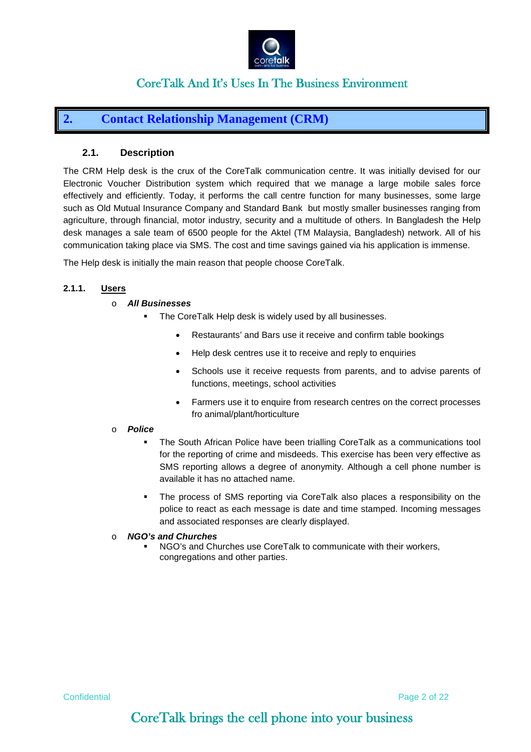## 2. Contact Relationship Management (CRM)

### 2.1. Description

The CRM Help desk is the crux of the CoreTalk communication centre. It was initially devised for our Electronic Voucher Distribution system which required that we manage a large mobile sales force effectively and efficiently. Today, it performs the call centre function for many businesses, some large such as Old Mutual Insurance Company and Standard Bank but mostly smaller businesses ranging from agriculture, through financial, motor industry, security and a multitude of others. In Bangladesh the Help desk manages a sale team of 6500 people for the Aktel (TM Malaysia, Bangladesh) network. All of his communication taking place via SMS. The cost and time savings gained via his application is immense.

The Help desk is initially the main reason that people choose CoreTalk.

#### 2.1.1. Users

- ***All Businesses***
  - The CoreTalk Help desk is widely used by all businesses.
    - Restaurants' and Bars use it receive and confirm table bookings
    - Help desk centres use it to receive and reply to enquiries
    - Schools use it receive requests from parents, and to advise parents of functions, meetings, school activities
    - Farmers use it to enquire from research centres on the correct processes fro animal/plant/horticulture
- ***Police***
  - The South African Police have been trialling CoreTalk as a communications tool for the reporting of crime and misdeeds. This exercise has been very effective as SMS reporting allows a degree of anonymity. Although a cell phone number is available it has no attached name.
  - The process of SMS reporting via CoreTalk also places a responsibility on the police to react as each message is date and time stamped. Incoming messages and associated responses are clearly displayed.
- ***NGO's and Churches***
  - NGO's and Churches use CoreTalk to communicate with their workers, congregations and other parties.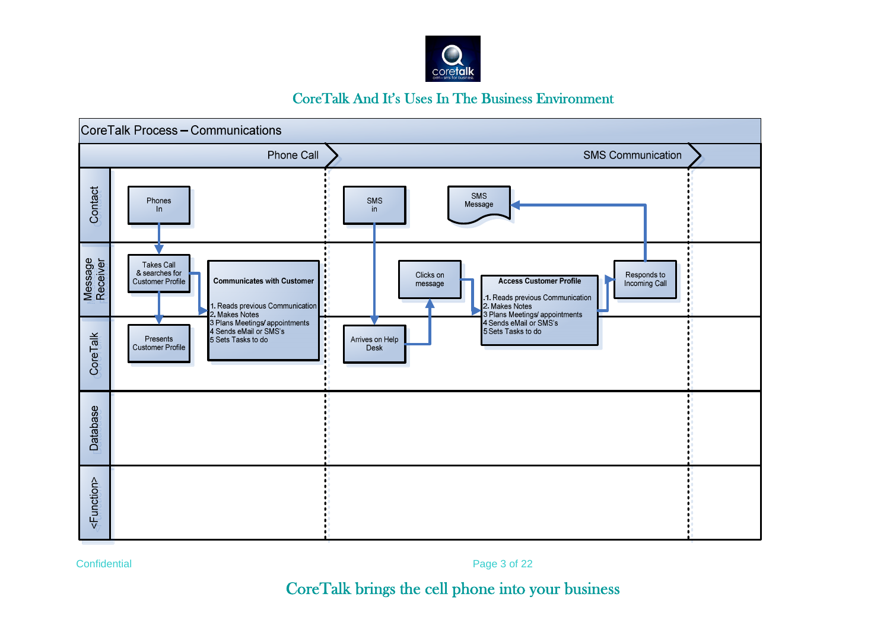# CoreTalk And It's Uses In The Business Environment

CoreTalk Process – Communications

Phone Call

SMS Communication

Contact

Message Receiver

CoreTalk

Database

<Function>

Phones In

Takes Call & searches for Customer Profile

Presents Customer Profile

**Communicates with Customer**

1. Reads previous Communication
2. Makes Notes
3 Plans Meetings/ appointments
4 Sends eMail or SMS's
5 Sets Tasks to do

SMS in

Arrives on Help Desk

Clicks on message

**Access Customer Profile**

.1. Reads previous Communication
2. Makes Notes
3 Plans Meetings/ appointments
4 Sends eMail or SMS's
5 Sets Tasks to do

Responds to Incoming Call

SMS Message

Confidential

CoreTalk brings the cell phone into your business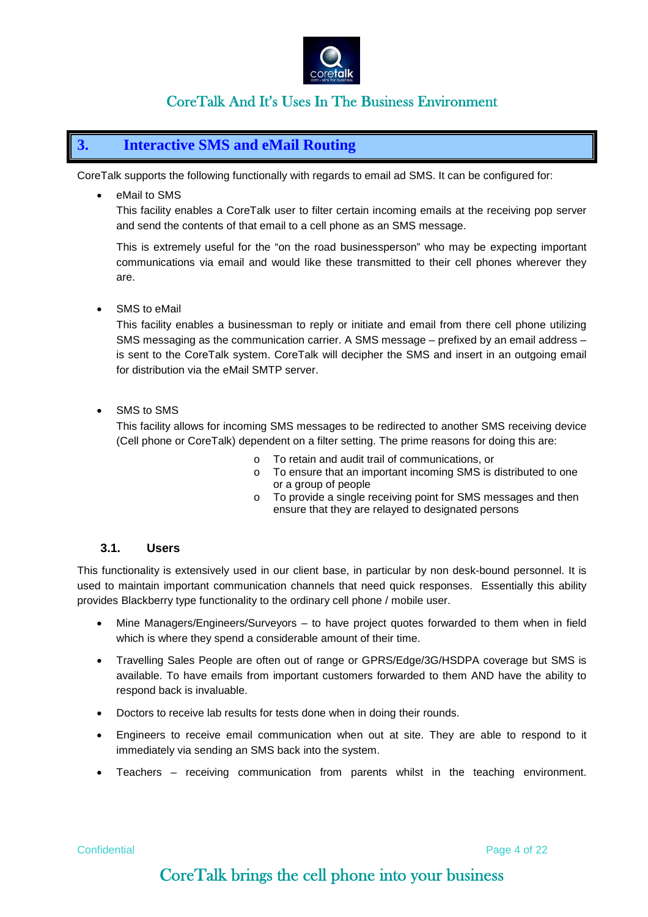## 3. Interactive SMS and eMail Routing

CoreTalk supports the following functionally with regards to email ad SMS. It can be configured for:

- eMail to SMS
  This facility enables a CoreTalk user to filter certain incoming emails at the receiving pop server and send the contents of that email to a cell phone as an SMS message.

  This is extremely useful for the "on the road businessperson" who may be expecting important communications via email and would like these transmitted to their cell phones wherever they are.

- SMS to eMail
  This facility enables a businessman to reply or initiate and email from there cell phone utilizing SMS messaging as the communication carrier. A SMS message – prefixed by an email address – is sent to the CoreTalk system. CoreTalk will decipher the SMS and insert in an outgoing email for distribution via the eMail SMTP server.

- SMS to SMS
  This facility allows for incoming SMS messages to be redirected to another SMS receiving device (Cell phone or CoreTalk) dependent on a filter setting. The prime reasons for doing this are:
  - To retain and audit trail of communications, or
  - To ensure that an important incoming SMS is distributed to one or a group of people
  - To provide a single receiving point for SMS messages and then ensure that they are relayed to designated persons

### 3.1. Users

This functionality is extensively used in our client base, in particular by non desk-bound personnel. It is used to maintain important communication channels that need quick responses. Essentially this ability provides Blackberry type functionality to the ordinary cell phone / mobile user.

- Mine Managers/Engineers/Surveyors – to have project quotes forwarded to them when in field which is where they spend a considerable amount of their time.
- Travelling Sales People are often out of range or GPRS/Edge/3G/HSDPA coverage but SMS is available. To have emails from important customers forwarded to them AND have the ability to respond back is invaluable.
- Doctors to receive lab results for tests done when in doing their rounds.
- Engineers to receive email communication when out at site. They are able to respond to it immediately via sending an SMS back into the system.
- Teachers – receiving communication from parents whilst in the teaching environment.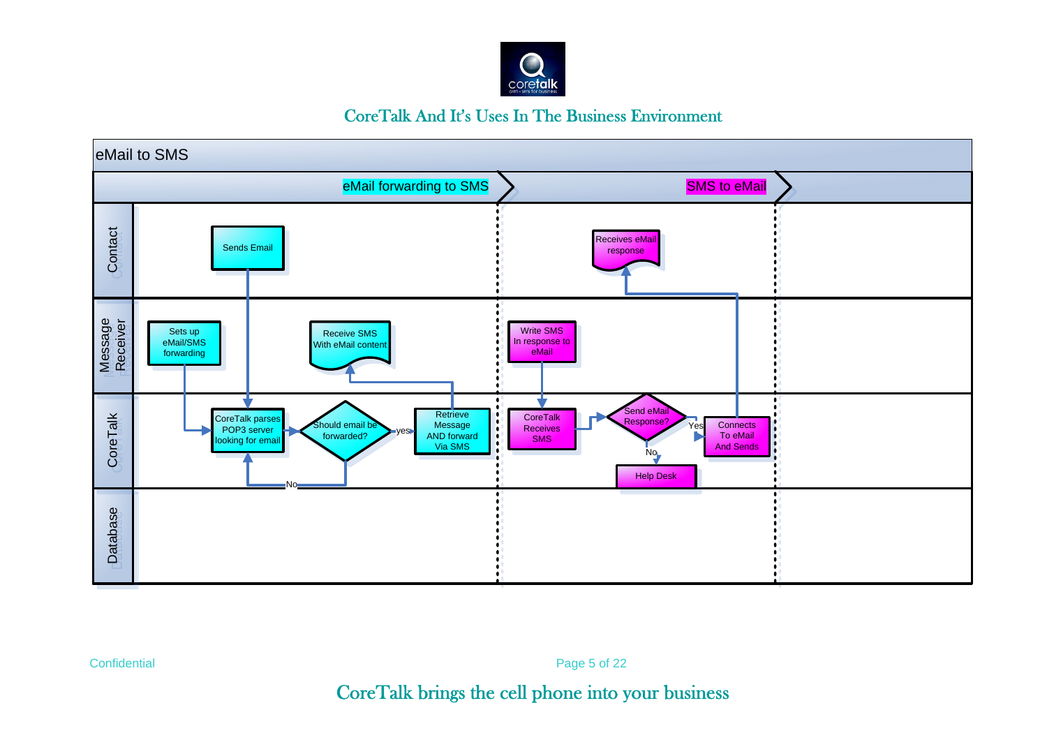# CoreTalk And It's Uses In The Business Environment

## eMail to SMS

**eMail forwarding to SMS** | **SMS to eMail**

**Contact**
- Sends Email
- Receives eMail response

**Message Receiver**
- Sets up eMail/SMS forwarding
- Receive SMS With eMail content
- Write SMS In response to eMail

**CoreTalk**
- CoreTalk parses POP3 server looking for email
- Should email be forwarded? (yes → Retrieve Message AND forward Via SMS; No → CoreTalk parses POP3 server looking for email)
- Retrieve Message AND forward Via SMS
- CoreTalk Receives SMS
- Send eMail Response? (Yes → Connects To eMail And Sends; No → Help Desk)
- Connects To eMail And Sends
- Help Desk

**Database**

Confidential

CoreTalk brings the cell phone into your business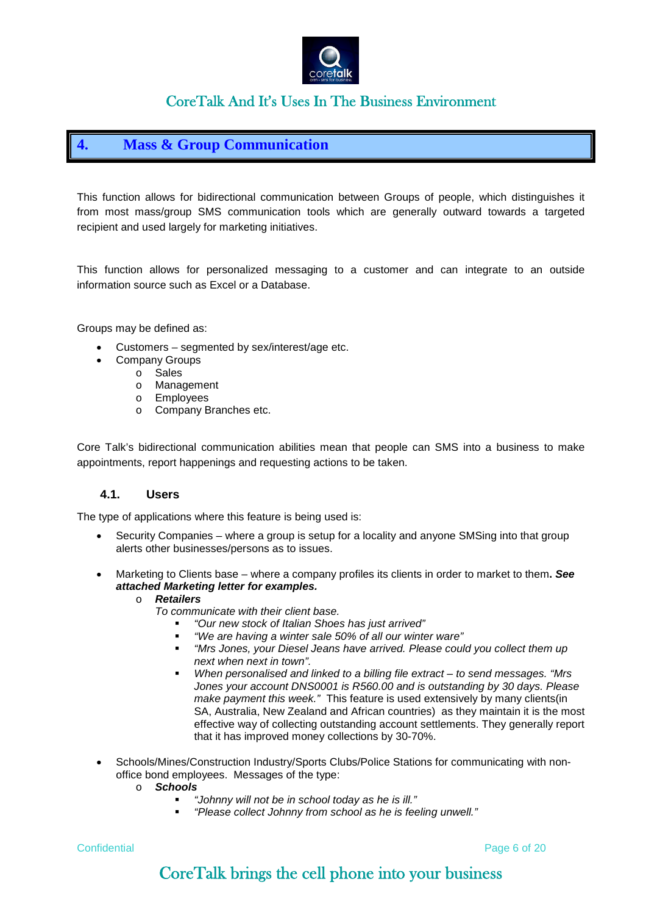## 4. Mass & Group Communication

This function allows for bidirectional communication between Groups of people, which distinguishes it from most mass/group SMS communication tools which are generally outward towards a targeted recipient and used largely for marketing initiatives.

This function allows for personalized messaging to a customer and can integrate to an outside information source such as Excel or a Database.

Groups may be defined as:

- Customers – segmented by sex/interest/age etc.
- Company Groups
  - Sales
  - Management
  - Employees
  - Company Branches etc.

Core Talk's bidirectional communication abilities mean that people can SMS into a business to make appointments, report happenings and requesting actions to be taken.

### 4.1. Users

The type of applications where this feature is being used is:

- Security Companies – where a group is setup for a locality and anyone SMSing into that group alerts other businesses/persons as to issues.

- Marketing to Clients base – where a company profiles its clients in order to market to them. ***See attached Marketing letter for examples.***
  - ***Retailers***

    *To communicate with their client base.*
    - *"Our new stock of Italian Shoes has just arrived"*
    - *"We are having a winter sale 50% of all our winter ware"*
    - *"Mrs Jones, your Diesel Jeans have arrived. Please could you collect them up next when next in town".*
    - *When personalised and linked to a billing file extract – to send messages. "Mrs Jones your account DNS0001 is R560.00 and is outstanding by 30 days. Please make payment this week."* This feature is used extensively by many clients(in SA, Australia, New Zealand and African countries) as they maintain it is the most effective way of collecting outstanding account settlements. They generally report that it has improved money collections by 30-70%.

- Schools/Mines/Construction Industry/Sports Clubs/Police Stations for communicating with non-office bond employees. Messages of the type:
  - ***Schools***
    - *"Johnny will not be in school today as he is ill."*
    - *"Please collect Johnny from school as he is feeling unwell."*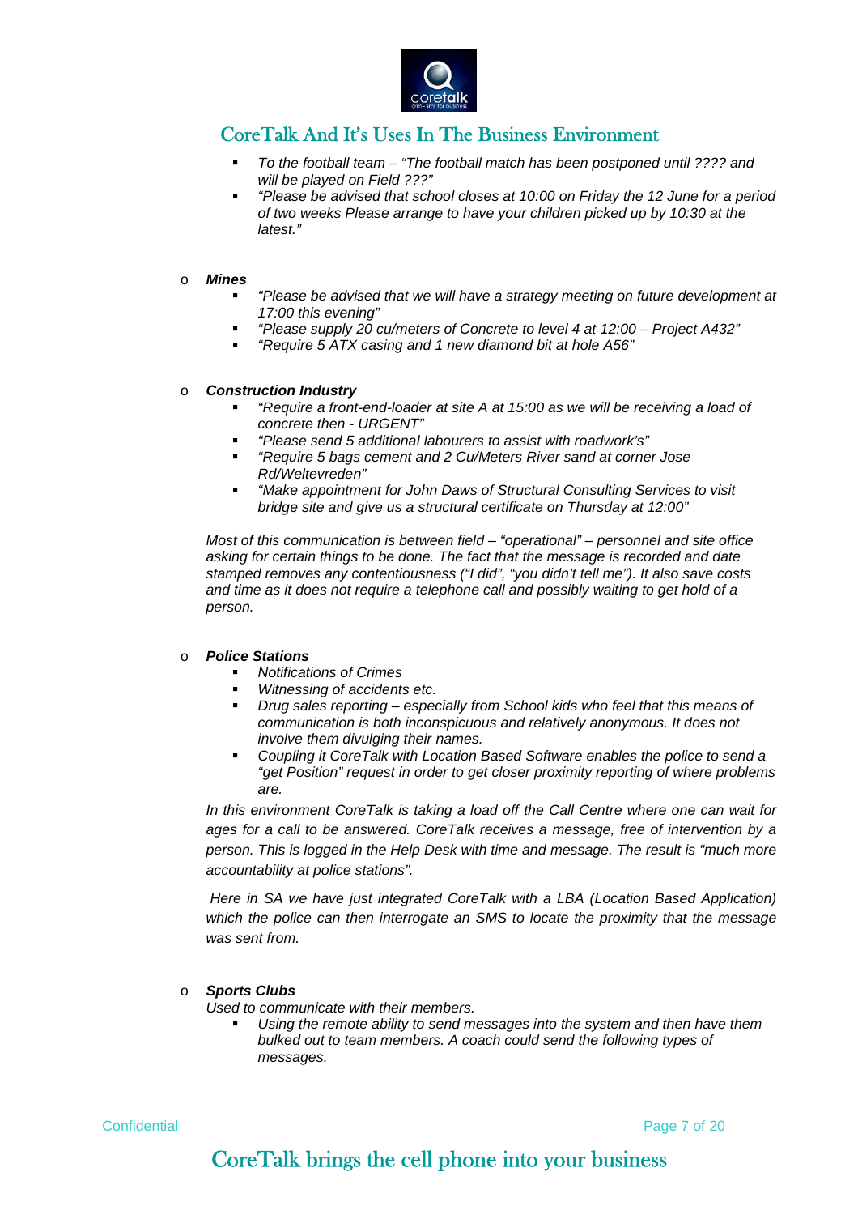- *To the football team – "The football match has been postponed until ???? and will be played on Field ???"*
- *"Please be advised that school closes at 10:00 on Friday the 12 June for a period of two weeks Please arrange to have your children picked up by 10:30 at the latest."*

- ***Mines***
  - *"Please be advised that we will have a strategy meeting on future development at 17:00 this evening"*
  - *"Please supply 20 cu/meters of Concrete to level 4 at 12:00 – Project A432"*
  - *"Require 5 ATX casing and 1 new diamond bit at hole A56"*

- ***Construction Industry***
  - *"Require a front-end-loader at site A at 15:00 as we will be receiving a load of concrete then - URGENT"*
  - *"Please send 5 additional labourers to assist with roadwork's"*
  - *"Require 5 bags cement and 2 Cu/Meters River sand at corner Jose Rd/Weltevreden"*
  - *"Make appointment for John Daws of Structural Consulting Services to visit bridge site and give us a structural certificate on Thursday at 12:00"*

  *Most of this communication is between field – "operational" – personnel and site office asking for certain things to be done. The fact that the message is recorded and date stamped removes any contentiousness ("I did", "you didn't tell me"). It also save costs and time as it does not require a telephone call and possibly waiting to get hold of a person.*

- ***Police Stations***
  - *Notifications of Crimes*
  - *Witnessing of accidents etc.*
  - *Drug sales reporting – especially from School kids who feel that this means of communication is both inconspicuous and relatively anonymous. It does not involve them divulging their names.*
  - *Coupling it CoreTalk with Location Based Software enables the police to send a "get Position" request in order to get closer proximity reporting of where problems are.*

  *In this environment CoreTalk is taking a load off the Call Centre where one can wait for ages for a call to be answered. CoreTalk receives a message, free of intervention by a person. This is logged in the Help Desk with time and message. The result is "much more accountability at police stations".*

  *Here in SA we have just integrated CoreTalk with a LBA (Location Based Application) which the police can then interrogate an SMS to locate the proximity that the message was sent from.*

- ***Sports Clubs***

  *Used to communicate with their members.*
  - *Using the remote ability to send messages into the system and then have them bulked out to team members. A coach could send the following types of messages.*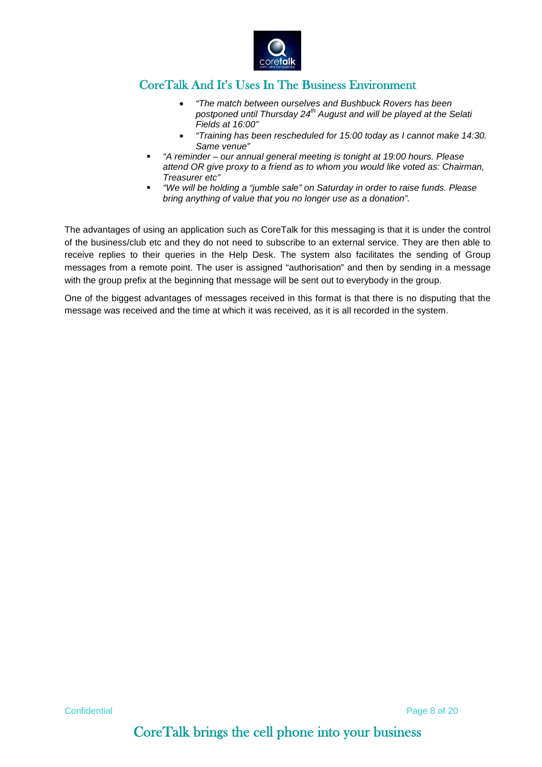- *"The match between ourselves and Bushbuck Rovers has been postponed until Thursday 24th August and will be played at the Selati Fields at 16:00"*
- *"Training has been rescheduled for 15:00 today as I cannot make 14:30. Same venue"*

- *"A reminder – our annual general meeting is tonight at 19:00 hours. Please attend OR give proxy to a friend as to whom you would like voted as: Chairman, Treasurer etc"*
- *"We will be holding a "jumble sale" on Saturday in order to raise funds. Please bring anything of value that you no longer use as a donation".*

The advantages of using an application such as CoreTalk for this messaging is that it is under the control of the business/club etc and they do not need to subscribe to an external service. They are then able to receive replies to their queries in the Help Desk. The system also facilitates the sending of Group messages from a remote point. The user is assigned "authorisation" and then by sending in a message with the group prefix at the beginning that message will be sent out to everybody in the group.

One of the biggest advantages of messages received in this format is that there is no disputing that the message was received and the time at which it was received, as it is all recorded in the system.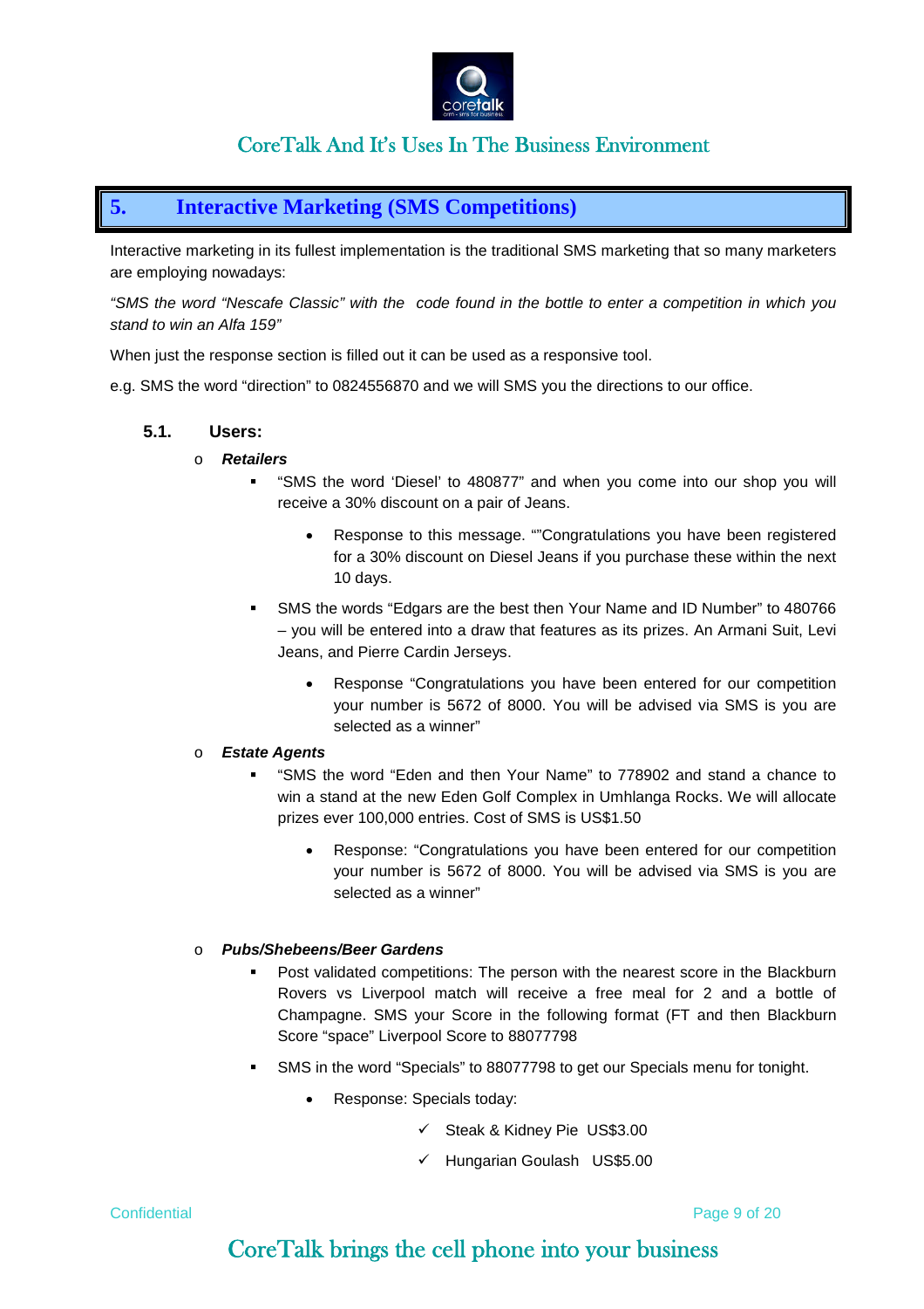## 5. Interactive Marketing (SMS Competitions)

Interactive marketing in its fullest implementation is the traditional SMS marketing that so many marketers are employing nowadays:

*"SMS the word "Nescafe Classic" with the code found in the bottle to enter a competition in which you stand to win an Alfa 159"*

When just the response section is filled out it can be used as a responsive tool.

e.g. SMS the word "direction" to 0824556870 and we will SMS you the directions to our office.

### 5.1. Users:

- ***Retailers***
  - "SMS the word 'Diesel' to 480877" and when you come into our shop you will receive a 30% discount on a pair of Jeans.
    - Response to this message. ""Congratulations you have been registered for a 30% discount on Diesel Jeans if you purchase these within the next 10 days.
  - SMS the words "Edgars are the best then Your Name and ID Number" to 480766 – you will be entered into a draw that features as its prizes. An Armani Suit, Levi Jeans, and Pierre Cardin Jerseys.
    - Response "Congratulations you have been entered for our competition your number is 5672 of 8000. You will be advised via SMS is you are selected as a winner"
- ***Estate Agents***
  - "SMS the word "Eden and then Your Name" to 778902 and stand a chance to win a stand at the new Eden Golf Complex in Umhlanga Rocks. We will allocate prizes ever 100,000 entries. Cost of SMS is US$1.50
    - Response: "Congratulations you have been entered for our competition your number is 5672 of 8000. You will be advised via SMS is you are selected as a winner"
- ***Pubs/Shebeens/Beer Gardens***
  - Post validated competitions: The person with the nearest score in the Blackburn Rovers vs Liverpool match will receive a free meal for 2 and a bottle of Champagne. SMS your Score in the following format (FT and then Blackburn Score "space" Liverpool Score to 88077798
  - SMS in the word "Specials" to 88077798 to get our Specials menu for tonight.
    - Response: Specials today:
      - ✓ Steak & Kidney Pie US$3.00
      - ✓ Hungarian Goulash US$5.00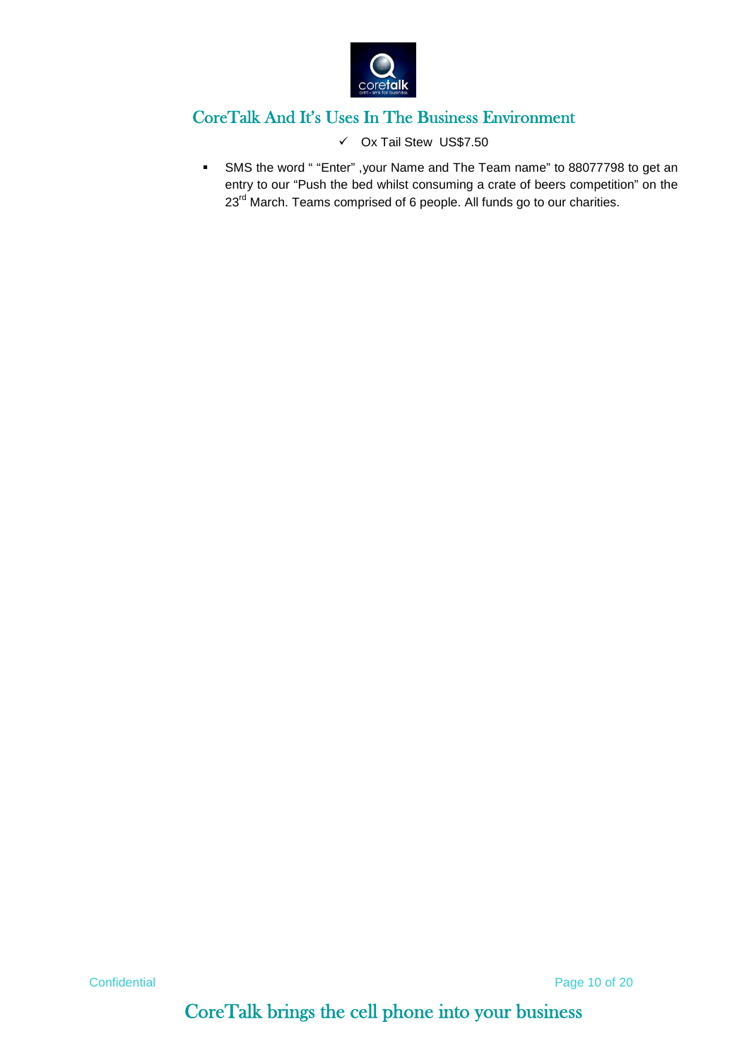- ✓ Ox Tail Stew US$7.50

- SMS the word " "Enter" ,your Name and The Team name" to 88077798 to get an entry to our "Push the bed whilst consuming a crate of beers competition" on the 23rd March. Teams comprised of 6 people. All funds go to our charities.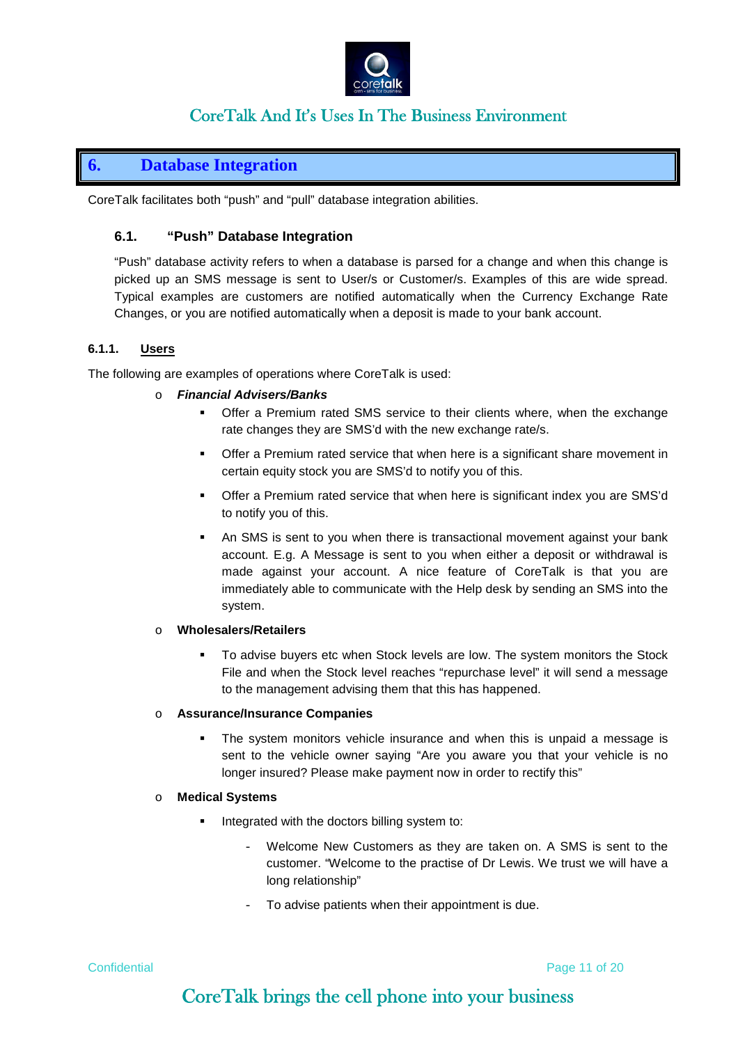## 6. Database Integration

CoreTalk facilitates both "push" and "pull" database integration abilities.

### 6.1. "Push" Database Integration

"Push" database activity refers to when a database is parsed for a change and when this change is picked up an SMS message is sent to User/s or Customer/s. Examples of this are wide spread. Typical examples are customers are notified automatically when the Currency Exchange Rate Changes, or you are notified automatically when a deposit is made to your bank account.

#### 6.1.1. Users

The following are examples of operations where CoreTalk is used:

- ***Financial Advisers/Banks***
  - Offer a Premium rated SMS service to their clients where, when the exchange rate changes they are SMS'd with the new exchange rate/s.
  - Offer a Premium rated service that when here is a significant share movement in certain equity stock you are SMS'd to notify you of this.
  - Offer a Premium rated service that when here is significant index you are SMS'd to notify you of this.
  - An SMS is sent to you when there is transactional movement against your bank account. E.g. A Message is sent to you when either a deposit or withdrawal is made against your account. A nice feature of CoreTalk is that you are immediately able to communicate with the Help desk by sending an SMS into the system.
- **Wholesalers/Retailers**
  - To advise buyers etc when Stock levels are low. The system monitors the Stock File and when the Stock level reaches "repurchase level" it will send a message to the management advising them that this has happened.
- **Assurance/Insurance Companies**
  - The system monitors vehicle insurance and when this is unpaid a message is sent to the vehicle owner saying "Are you aware you that your vehicle is no longer insured? Please make payment now in order to rectify this"
- **Medical Systems**
  - Integrated with the doctors billing system to:
    - Welcome New Customers as they are taken on. A SMS is sent to the customer. "Welcome to the practise of Dr Lewis. We trust we will have a long relationship"
    - To advise patients when their appointment is due.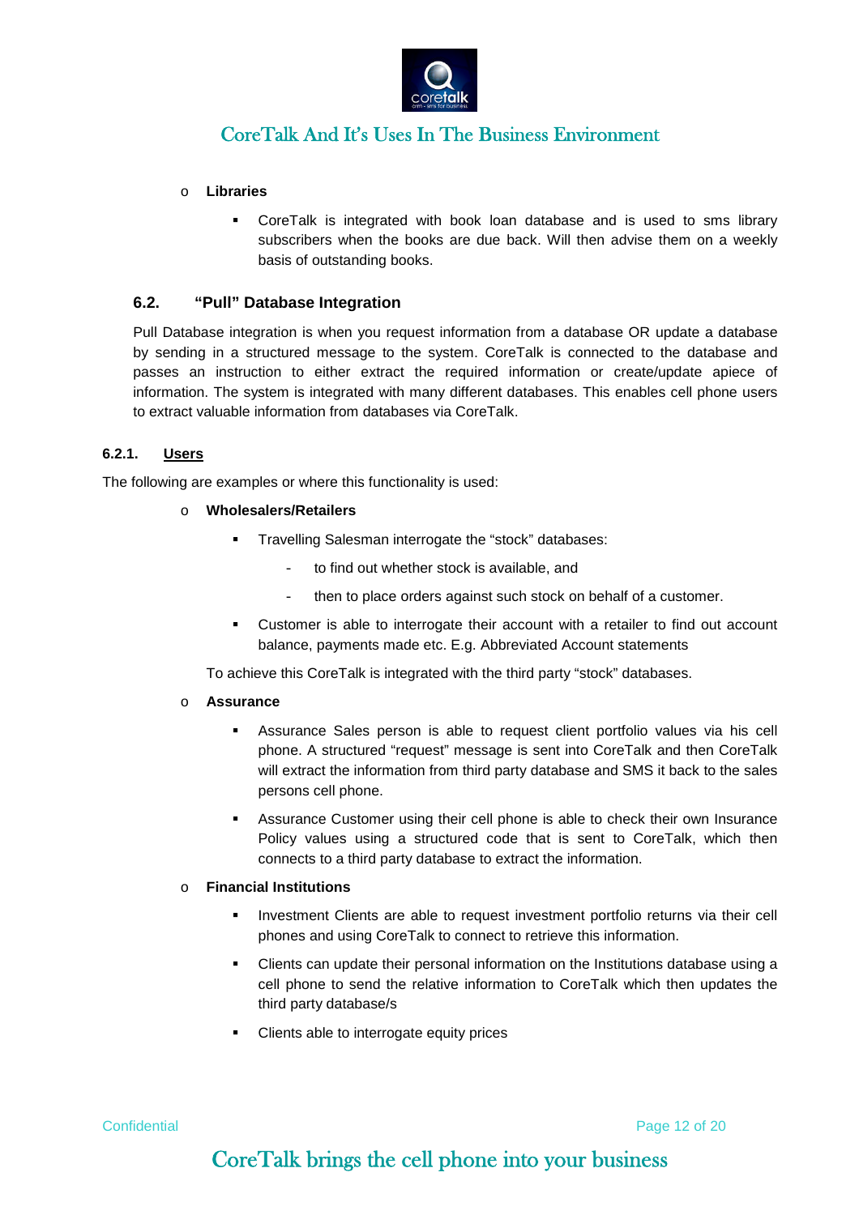- **Libraries**
  - CoreTalk is integrated with book loan database and is used to sms library subscribers when the books are due back. Will then advise them on a weekly basis of outstanding books.

### 6.2. "Pull" Database Integration

Pull Database integration is when you request information from a database OR update a database by sending in a structured message to the system. CoreTalk is connected to the database and passes an instruction to either extract the required information or create/update apiece of information. The system is integrated with many different databases. This enables cell phone users to extract valuable information from databases via CoreTalk.

#### 6.2.1. <u>Users</u>

The following are examples or where this functionality is used:

- **Wholesalers/Retailers**
  - Travelling Salesman interrogate the "stock" databases:
    - to find out whether stock is available, and
    - then to place orders against such stock on behalf of a customer.
  - Customer is able to interrogate their account with a retailer to find out account balance, payments made etc. E.g. Abbreviated Account statements

  To achieve this CoreTalk is integrated with the third party "stock" databases.

- **Assurance**
  - Assurance Sales person is able to request client portfolio values via his cell phone. A structured "request" message is sent into CoreTalk and then CoreTalk will extract the information from third party database and SMS it back to the sales persons cell phone.
  - Assurance Customer using their cell phone is able to check their own Insurance Policy values using a structured code that is sent to CoreTalk, which then connects to a third party database to extract the information.

- **Financial Institutions**
  - Investment Clients are able to request investment portfolio returns via their cell phones and using CoreTalk to connect to retrieve this information.
  - Clients can update their personal information on the Institutions database using a cell phone to send the relative information to CoreTalk which then updates the third party database/s
  - Clients able to interrogate equity prices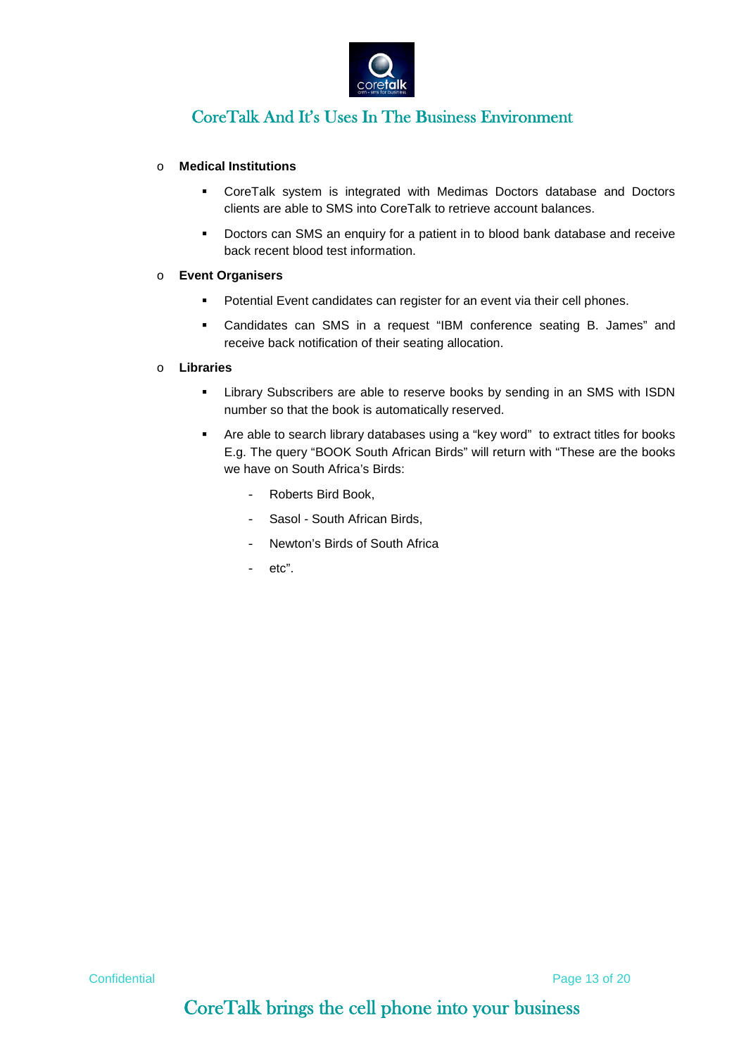- **Medical Institutions**
  - CoreTalk system is integrated with Medimas Doctors database and Doctors clients are able to SMS into CoreTalk to retrieve account balances.
  - Doctors can SMS an enquiry for a patient in to blood bank database and receive back recent blood test information.
- **Event Organisers**
  - Potential Event candidates can register for an event via their cell phones.
  - Candidates can SMS in a request "IBM conference seating B. James" and receive back notification of their seating allocation.
- **Libraries**
  - Library Subscribers are able to reserve books by sending in an SMS with ISDN number so that the book is automatically reserved.
  - Are able to search library databases using a "key word" to extract titles for books E.g. The query "BOOK South African Birds" will return with "These are the books we have on South Africa's Birds:
    - Roberts Bird Book,
    - Sasol - South African Birds,
    - Newton's Birds of South Africa
    - etc".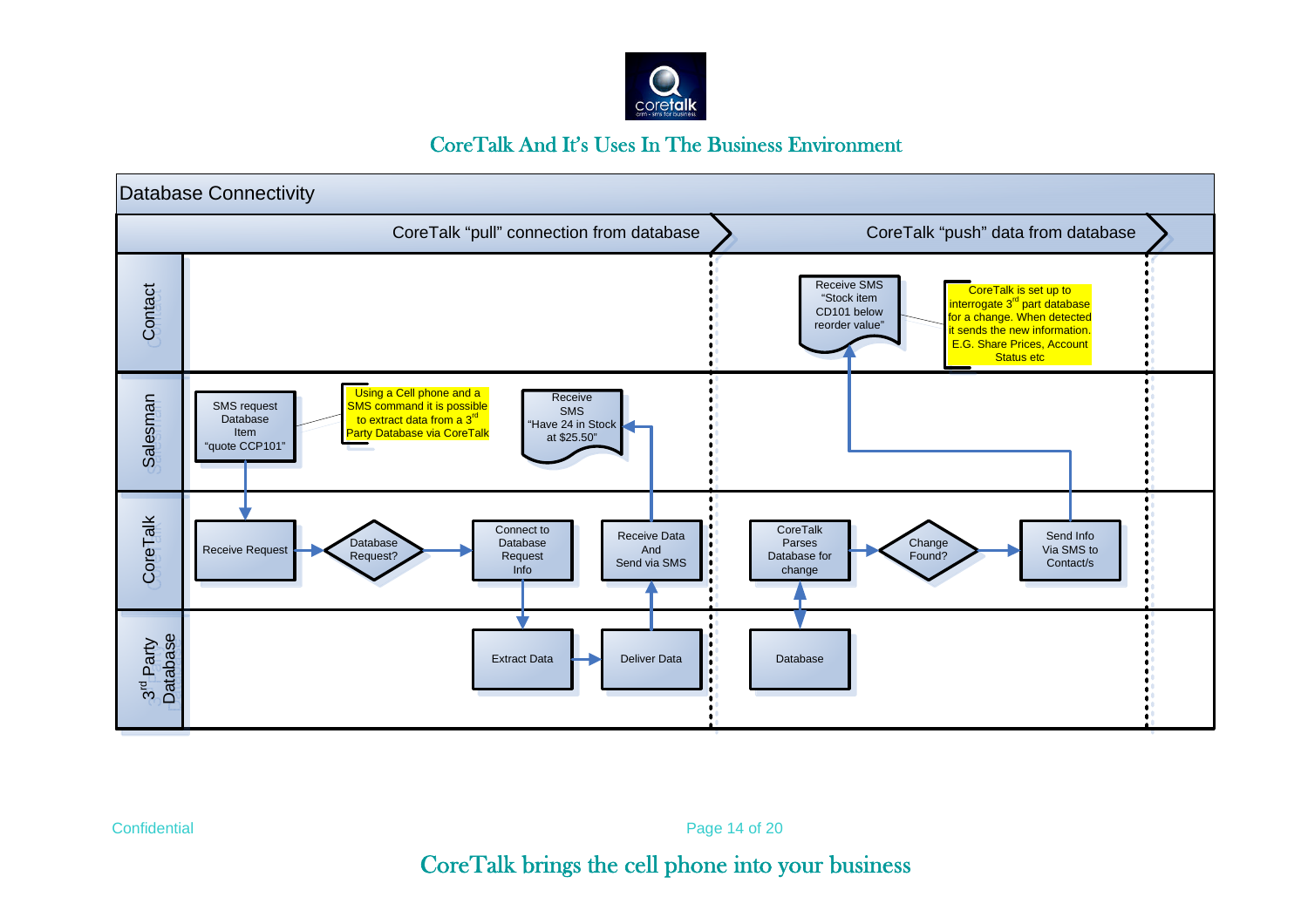## CoreTalk And It's Uses In The Business Environment

Database Connectivity

CoreTalk "pull" connection from database

CoreTalk "push" data from database

Contact

Salesman

CoreTalk

3rd Party Database

SMS request Database Item "quote CCP101"

Using a Cell phone and a SMS command it is possible to extract data from a 3rd Party Database via CoreTalk

Receive SMS "Have 24 in Stock at $25.50"

Receive Request

Database Request?

Connect to Database Request Info

Receive Data And Send via SMS

Extract Data

Deliver Data

Receive SMS "Stock item CD101 below reorder value"

CoreTalk is set up to interrogate 3rd part database for a change. When detected it sends the new information. E.G. Share Prices, Account Status etc

CoreTalk Parses Database for change

Change Found?

Send Info Via SMS to Contact/s

Database

Confidential

CoreTalk brings the cell phone into your business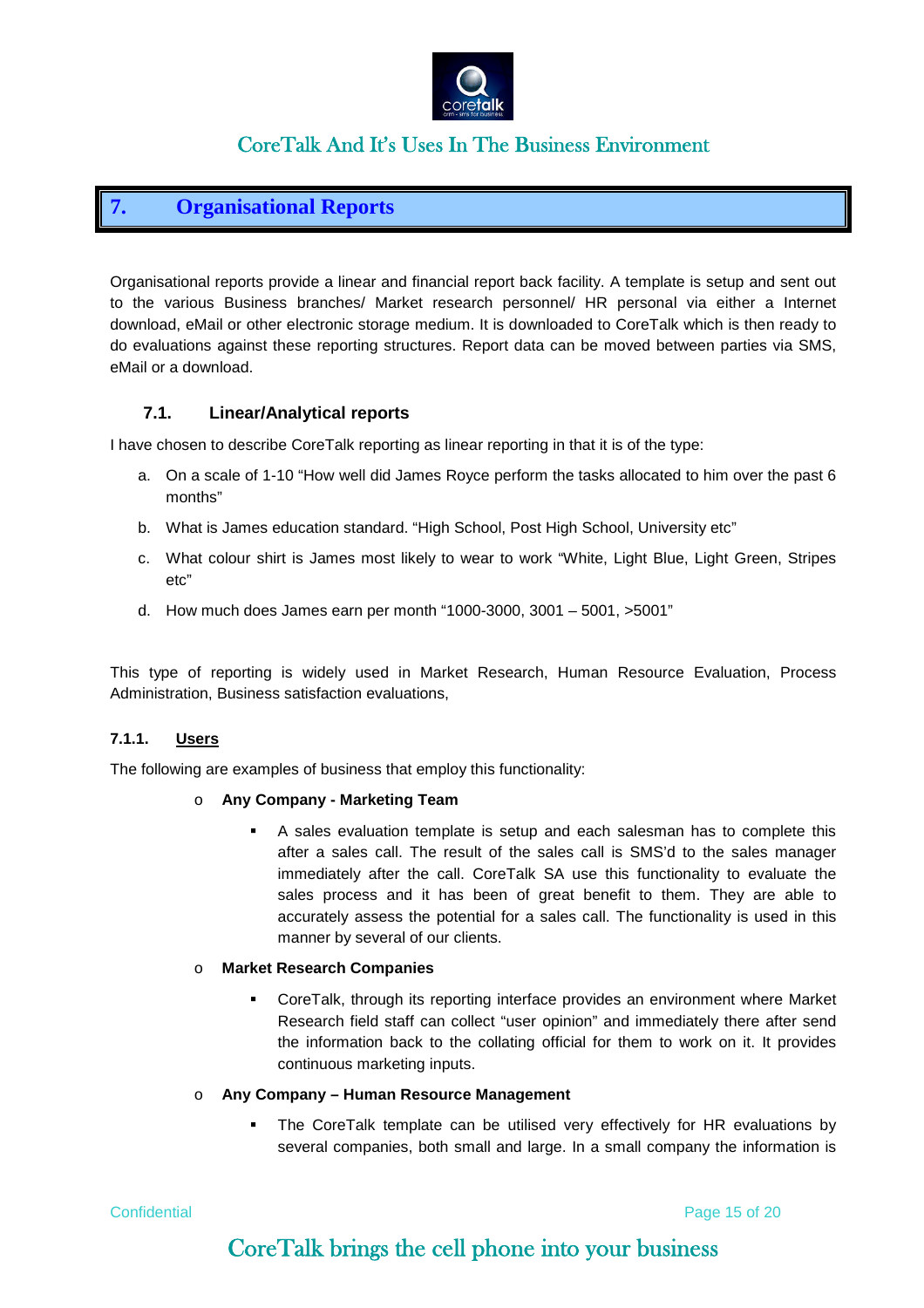## 7. Organisational Reports

Organisational reports provide a linear and financial report back facility. A template is setup and sent out to the various Business branches/ Market research personnel/ HR personal via either a Internet download, eMail or other electronic storage medium. It is downloaded to CoreTalk which is then ready to do evaluations against these reporting structures. Report data can be moved between parties via SMS, eMail or a download.

### 7.1. Linear/Analytical reports

I have chosen to describe CoreTalk reporting as linear reporting in that it is of the type:

a. On a scale of 1-10 "How well did James Royce perform the tasks allocated to him over the past 6 months"
b. What is James education standard. "High School, Post High School, University etc"
c. What colour shirt is James most likely to wear to work "White, Light Blue, Light Green, Stripes etc"
d. How much does James earn per month "1000-3000, 3001 – 5001, >5001"

This type of reporting is widely used in Market Research, Human Resource Evaluation, Process Administration, Business satisfaction evaluations,

#### 7.1.1. Users

The following are examples of business that employ this functionality:

- **Any Company - Marketing Team**
  - A sales evaluation template is setup and each salesman has to complete this after a sales call. The result of the sales call is SMS'd to the sales manager immediately after the call. CoreTalk SA use this functionality to evaluate the sales process and it has been of great benefit to them. They are able to accurately assess the potential for a sales call. The functionality is used in this manner by several of our clients.
- **Market Research Companies**
  - CoreTalk, through its reporting interface provides an environment where Market Research field staff can collect "user opinion" and immediately there after send the information back to the collating official for them to work on it. It provides continuous marketing inputs.
- **Any Company – Human Resource Management**
  - The CoreTalk template can be utilised very effectively for HR evaluations by several companies, both small and large. In a small company the information is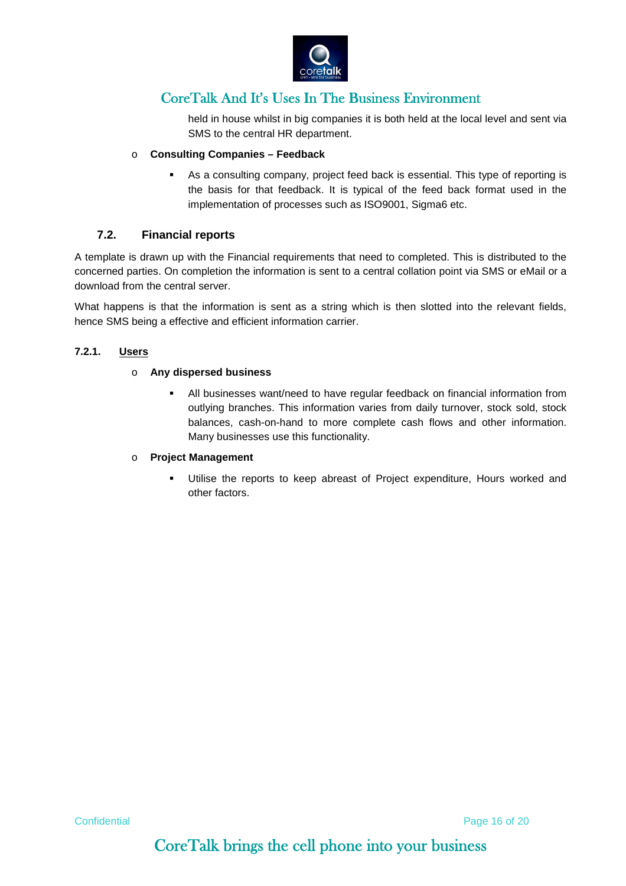held in house whilst in big companies it is both held at the local level and sent via SMS to the central HR department.

- **Consulting Companies – Feedback**
  - As a consulting company, project feed back is essential. This type of reporting is the basis for that feedback. It is typical of the feed back format used in the implementation of processes such as ISO9001, Sigma6 etc.

## 7.2. Financial reports

A template is drawn up with the Financial requirements that need to completed. This is distributed to the concerned parties. On completion the information is sent to a central collation point via SMS or eMail or a download from the central server.

What happens is that the information is sent as a string which is then slotted into the relevant fields, hence SMS being a effective and efficient information carrier.

### 7.2.1. Users

- **Any dispersed business**
  - All businesses want/need to have regular feedback on financial information from outlying branches. This information varies from daily turnover, stock sold, stock balances, cash-on-hand to more complete cash flows and other information. Many businesses use this functionality.
- **Project Management**
  - Utilise the reports to keep abreast of Project expenditure, Hours worked and other factors.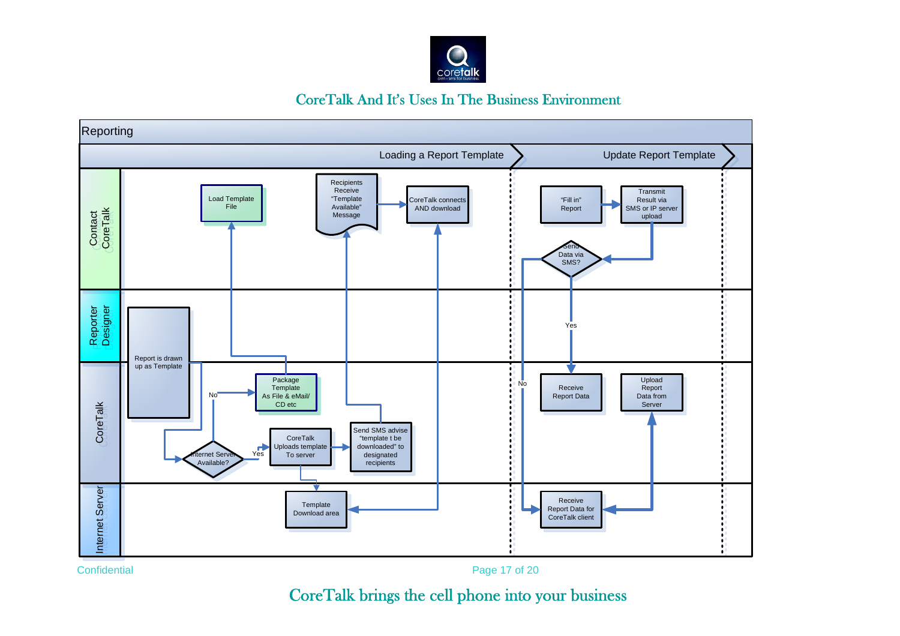# CoreTalk And It's Uses In The Business Environment

Reporting

Loading a Report Template

Update Report Template

Contact CoreTalk

Reporter Designer

CoreTalk

Internet Server

Load Template File

Recipients Receive "Template Available" Message

CoreTalk connects AND download

"Fill in" Report

Transmit Result via SMS or IP server upload

Send Data via SMS?

Yes

No

Report is drawn up as Template

Package Template As File & eMail/ CD etc

No

Internet Server Available?

Yes

CoreTalk Uploads template To server

Send SMS advise "template t be downloaded" to designated recipients

Receive Report Data

Upload Report Data from Server

Template Download area

Receive Report Data for CoreTalk client

Confidential

CoreTalk brings the cell phone into your business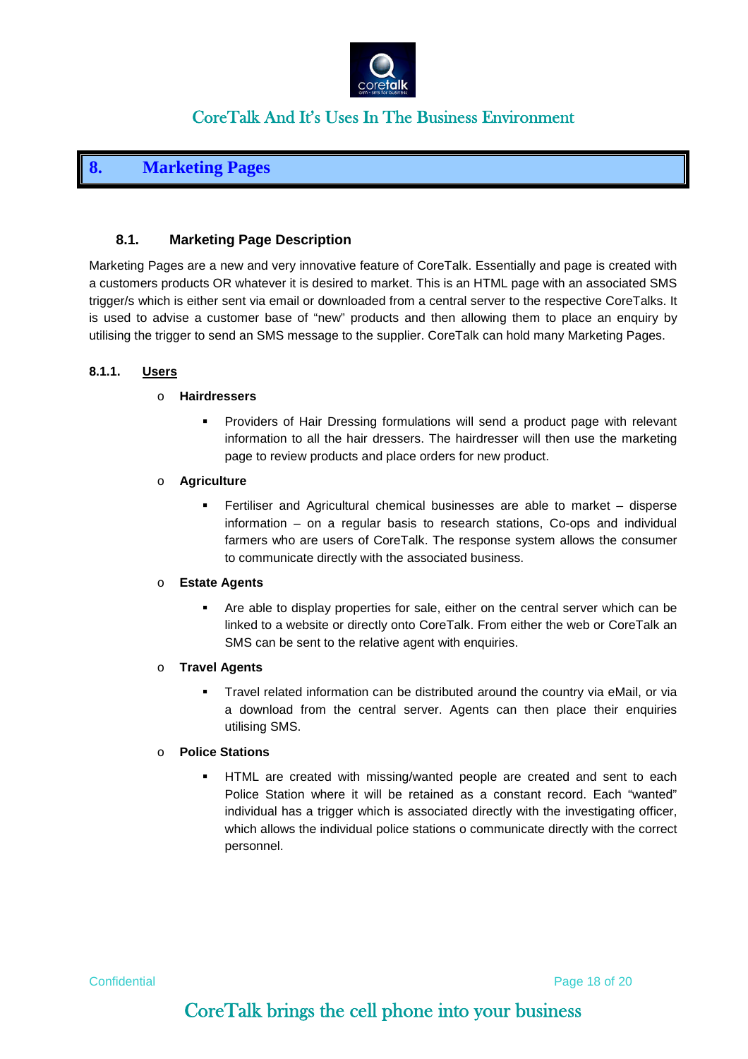# 8. Marketing Pages

## 8.1. Marketing Page Description

Marketing Pages are a new and very innovative feature of CoreTalk. Essentially and page is created with a customers products OR whatever it is desired to market. This is an HTML page with an associated SMS trigger/s which is either sent via email or downloaded from a central server to the respective CoreTalks. It is used to advise a customer base of "new" products and then allowing them to place an enquiry by utilising the trigger to send an SMS message to the supplier. CoreTalk can hold many Marketing Pages.

### 8.1.1. Users

- **Hairdressers**
  - Providers of Hair Dressing formulations will send a product page with relevant information to all the hair dressers. The hairdresser will then use the marketing page to review products and place orders for new product.
- **Agriculture**
  - Fertiliser and Agricultural chemical businesses are able to market – disperse information – on a regular basis to research stations, Co-ops and individual farmers who are users of CoreTalk. The response system allows the consumer to communicate directly with the associated business.
- **Estate Agents**
  - Are able to display properties for sale, either on the central server which can be linked to a website or directly onto CoreTalk. From either the web or CoreTalk an SMS can be sent to the relative agent with enquiries.
- **Travel Agents**
  - Travel related information can be distributed around the country via eMail, or via a download from the central server. Agents can then place their enquiries utilising SMS.
- **Police Stations**
  - HTML are created with missing/wanted people are created and sent to each Police Station where it will be retained as a constant record. Each "wanted" individual has a trigger which is associated directly with the investigating officer, which allows the individual police stations o communicate directly with the correct personnel.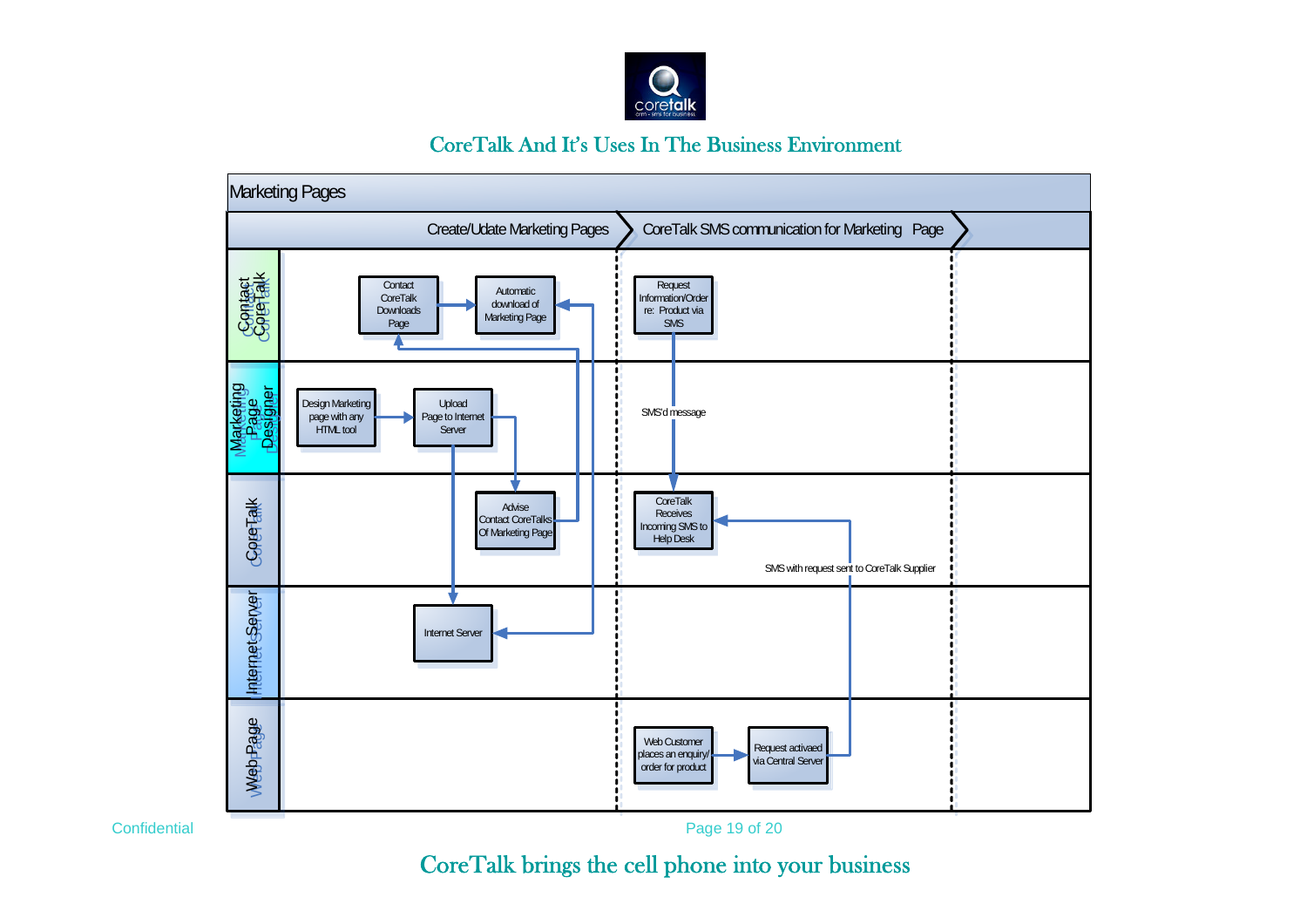## CoreTalk And It's Uses In The Business Environment

Marketing Pages

Create/Udate Marketing Pages

CoreTalk SMS communication for Marketing Page

Contact CoreTalk

Marketing Page Designer

CoreTalk

Internet Server

Web Page

Contact CoreTalk Downloads Page

Automatic download of Marketing Page

Request Information/Order re: Product via SMS

Design Marketing page with any HTML tool

Upload Page to Internet Server

SMS'd message

Advise Contact CoreTalks Of Marketing Page

CoreTalk Receives Incoming SMS to Help Desk

SMS with request sent to CoreTalk Supplier

Internet Server

Web Customer places an enquiry/ order for product

Request activaed via Central Server

Confidential

CoreTalk brings the cell phone into your business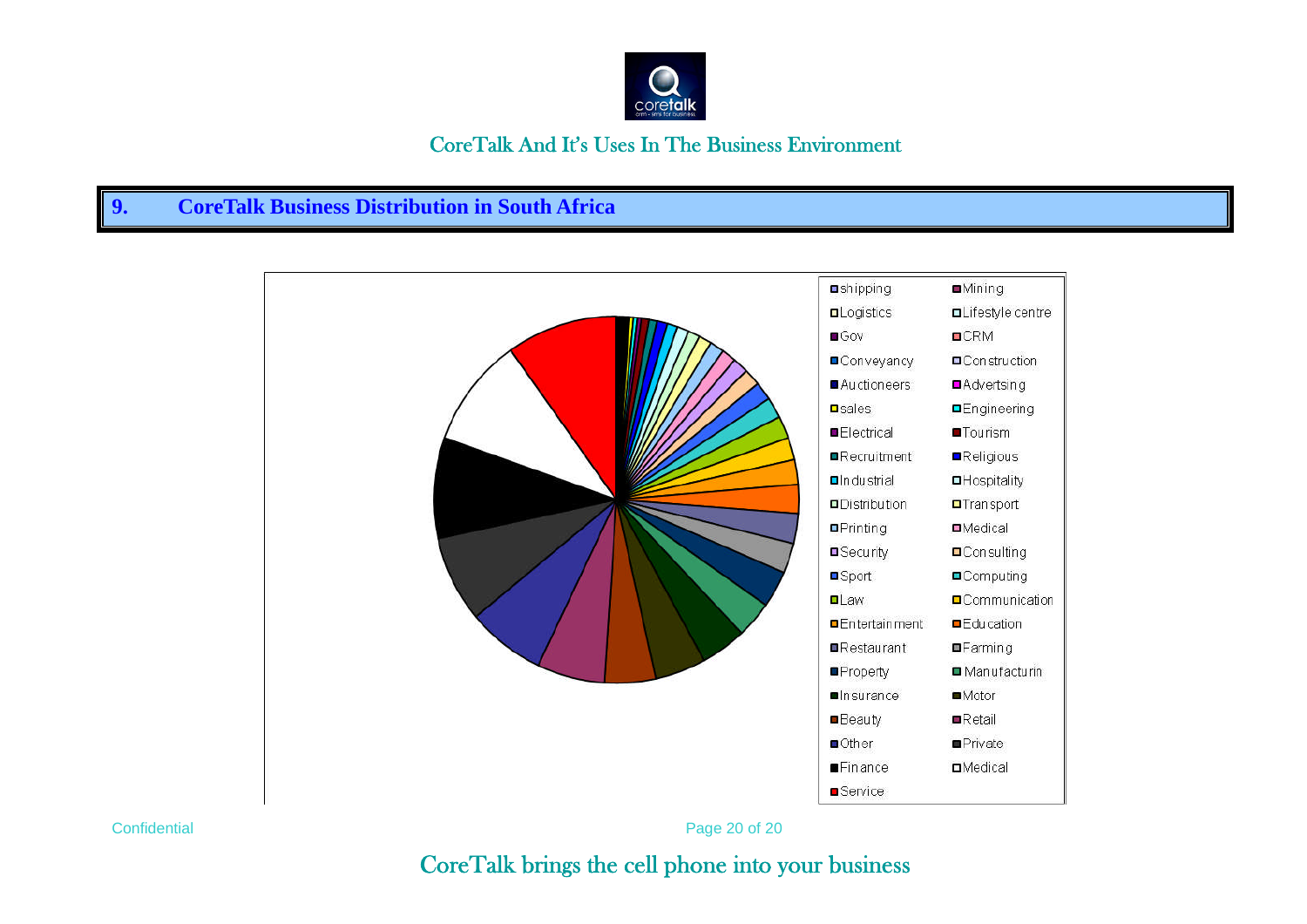## 9. CoreTalk Business Distribution in South Africa

shipping
Mining
Logistics
Lifestyle centre
Gov
CRM
Conveyancy
Construction
Auctioneers
Advertsing
sales
Engineering
Electrical
Tourism
Recruitment
Religious
Industrial
Hospitality
Distribution
Transport
Printing
Medical
Security
Consulting
Sport
Computing
Law
Communication
Entertainment
Education
Restaurant
Farming
Property
Manufacturin
Insurance
Motor
Beauty
Retail
Other
Private
Finance
Medical
Service